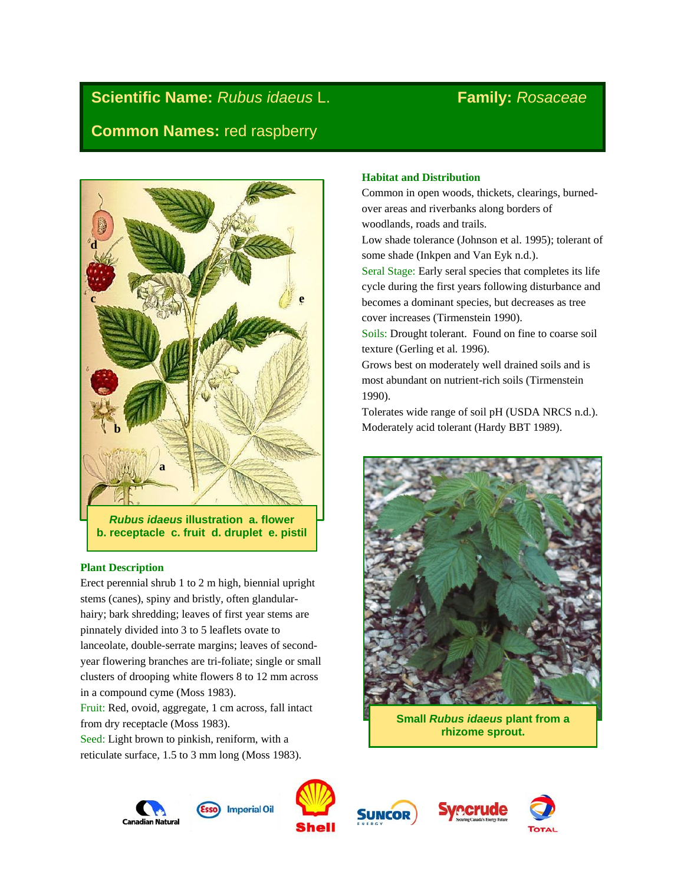**Scientific Name:** *Rubus idaeus* L. **Family:** *Rosaceae*

**Common Names:** red raspberry

*Rubus idaeus* illustration a. flower b. receptacle c. fruit d. druplet e. pistil

### Plant Description

Erect perennial shrub 1 to 2 m high, biennial upright stems (canes), spiny and bristly, often glandular-hairy; bark shredding; leaves of first year stems are pinnately divided into 3 to 5 leaflets ovate to lanceolate, double-serrate margins; leaves of second-year flowering branches are tri-foliate; single or small clusters of drooping white flowers 8 to 12 mm across in a compound cyme (Moss 1983).

Fruit: Red, ovoid, aggregate, 1 cm across, fall intact from dry receptacle (Moss 1983).

Seed: Light brown to pinkish, reniform, with a reticulate surface, 1.5 to 3 mm long (Moss 1983).

### Habitat and Distribution

Common in open woods, thickets, clearings, burned-over areas and riverbanks along borders of woodlands, roads and trails.

Low shade tolerance (Johnson et al. 1995); tolerant of some shade (Inkpen and Van Eyk n.d.).

Seral Stage: Early seral species that completes its life cycle during the first years following disturbance and becomes a dominant species, but decreases as tree cover increases (Tirmenstein 1990).

Soils: Drought tolerant. Found on fine to coarse soil texture (Gerling et al. 1996).

Grows best on moderately well drained soils and is most abundant on nutrient-rich soils (Tirmenstein 1990).

Tolerates wide range of soil pH (USDA NRCS n.d.). Moderately acid tolerant (Hardy BBT 1989).

Small *Rubus idaeus* plant from a rhizome sprout.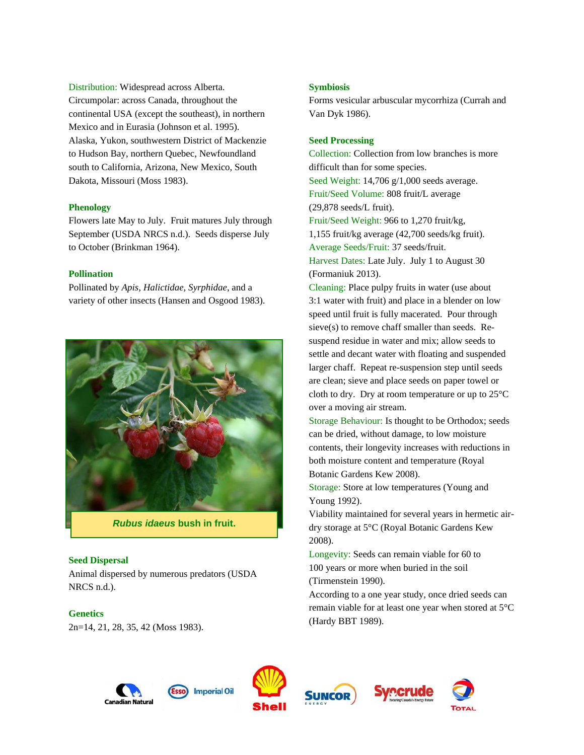Distribution: Widespread across Alberta. Circumpolar: across Canada, throughout the continental USA (except the southeast), in northern Mexico and in Eurasia (Johnson et al. 1995). Alaska, Yukon, southwestern District of Mackenzie to Hudson Bay, northern Quebec, Newfoundland south to California, Arizona, New Mexico, South Dakota, Missouri (Moss 1983).

## Phenology

Flowers late May to July. Fruit matures July through September (USDA NRCS n.d.). Seeds disperse July to October (Brinkman 1964).

## Pollination

Pollinated by *Apis, Halictidae, Syrphidae*, and a variety of other insects (Hansen and Osgood 1983).

***Rubus idaeus*** **bush in fruit.**

## Seed Dispersal

Animal dispersed by numerous predators (USDA NRCS n.d.).

## Genetics

2n=14, 21, 28, 35, 42 (Moss 1983).

## Symbiosis

Forms vesicular arbuscular mycorrhiza (Currah and Van Dyk 1986).

## Seed Processing

Collection: Collection from low branches is more difficult than for some species.

Seed Weight: 14,706 g/1,000 seeds average.

Fruit/Seed Volume: 808 fruit/L average (29,878 seeds/L fruit).

Fruit/Seed Weight: 966 to 1,270 fruit/kg, 1,155 fruit/kg average (42,700 seeds/kg fruit).

Average Seeds/Fruit: 37 seeds/fruit.

Harvest Dates: Late July. July 1 to August 30 (Formaniuk 2013).

Cleaning: Place pulpy fruits in water (use about 3:1 water with fruit) and place in a blender on low speed until fruit is fully macerated. Pour through sieve(s) to remove chaff smaller than seeds. Re-suspend residue in water and mix; allow seeds to settle and decant water with floating and suspended larger chaff. Repeat re-suspension step until seeds are clean; sieve and place seeds on paper towel or cloth to dry. Dry at room temperature or up to 25°C over a moving air stream.

Storage Behaviour: Is thought to be Orthodox; seeds can be dried, without damage, to low moisture contents, their longevity increases with reductions in both moisture content and temperature (Royal Botanic Gardens Kew 2008).

Storage: Store at low temperatures (Young and Young 1992).

Viability maintained for several years in hermetic air-dry storage at 5°C (Royal Botanic Gardens Kew 2008).

Longevity: Seeds can remain viable for 60 to 100 years or more when buried in the soil (Tirmenstein 1990).

According to a one year study, once dried seeds can remain viable for at least one year when stored at 5°C (Hardy BBT 1989).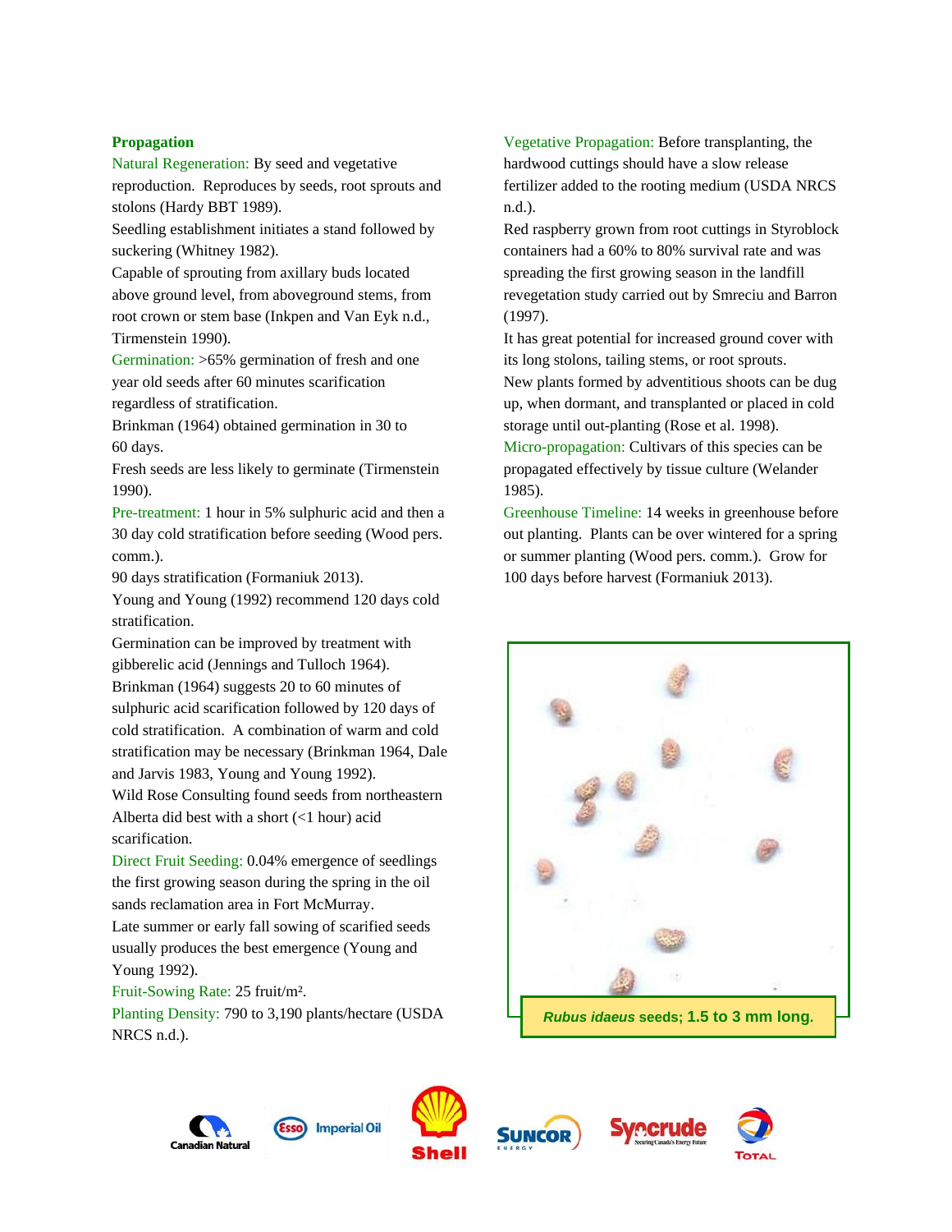**Propagation**

Natural Regeneration: By seed and vegetative reproduction. Reproduces by seeds, root sprouts and stolons (Hardy BBT 1989).

Seedling establishment initiates a stand followed by suckering (Whitney 1982).

Capable of sprouting from axillary buds located above ground level, from aboveground stems, from root crown or stem base (Inkpen and Van Eyk n.d., Tirmenstein 1990).

Germination: >65% germination of fresh and one year old seeds after 60 minutes scarification regardless of stratification.

Brinkman (1964) obtained germination in 30 to 60 days.

Fresh seeds are less likely to germinate (Tirmenstein 1990).

Pre-treatment: 1 hour in 5% sulphuric acid and then a 30 day cold stratification before seeding (Wood pers. comm.).

90 days stratification (Formaniuk 2013).

Young and Young (1992) recommend 120 days cold stratification.

Germination can be improved by treatment with gibberelic acid (Jennings and Tulloch 1964).

Brinkman (1964) suggests 20 to 60 minutes of sulphuric acid scarification followed by 120 days of cold stratification. A combination of warm and cold stratification may be necessary (Brinkman 1964, Dale and Jarvis 1983, Young and Young 1992).

Wild Rose Consulting found seeds from northeastern Alberta did best with a short (<1 hour) acid scarification.

Direct Fruit Seeding: 0.04% emergence of seedlings the first growing season during the spring in the oil sands reclamation area in Fort McMurray.

Late summer or early fall sowing of scarified seeds usually produces the best emergence (Young and Young 1992).

Fruit-Sowing Rate: 25 fruit/m².

Planting Density: 790 to 3,190 plants/hectare (USDA NRCS n.d.).

Vegetative Propagation: Before transplanting, the hardwood cuttings should have a slow release fertilizer added to the rooting medium (USDA NRCS n.d.).

Red raspberry grown from root cuttings in Styroblock containers had a 60% to 80% survival rate and was spreading the first growing season in the landfill revegetation study carried out by Smreciu and Barron (1997).

It has great potential for increased ground cover with its long stolons, tailing stems, or root sprouts.

New plants formed by adventitious shoots can be dug up, when dormant, and transplanted or placed in cold storage until out-planting (Rose et al. 1998).

Micro-propagation: Cultivars of this species can be propagated effectively by tissue culture (Welander 1985).

Greenhouse Timeline: 14 weeks in greenhouse before out planting. Plants can be over wintered for a spring or summer planting (Wood pers. comm.). Grow for 100 days before harvest (Formaniuk 2013).

***Rubus idaeus*** **seeds; 1.5 to 3 mm long.**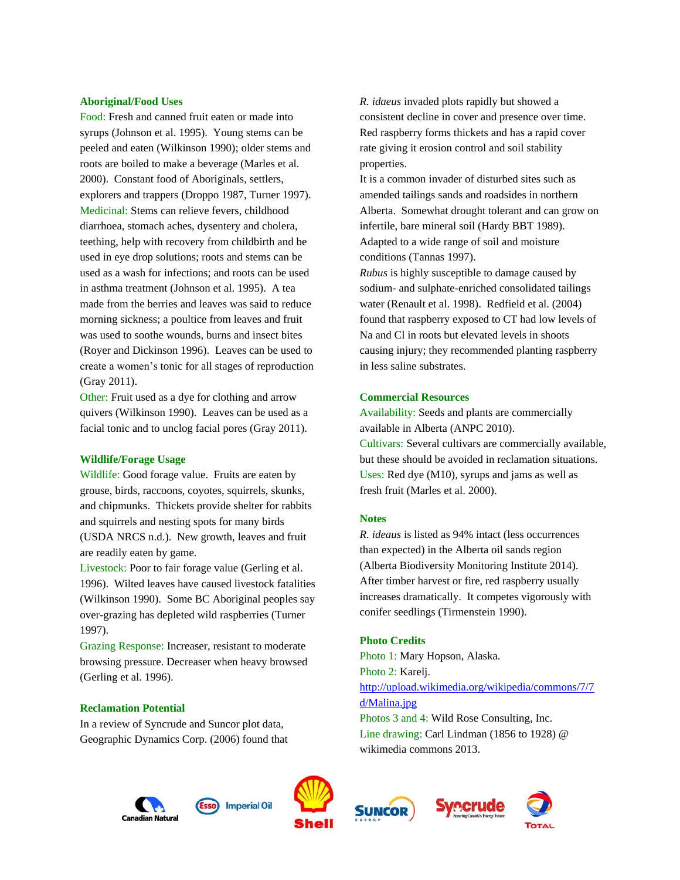### Aboriginal/Food Uses

Food: Fresh and canned fruit eaten or made into syrups (Johnson et al. 1995). Young stems can be peeled and eaten (Wilkinson 1990); older stems and roots are boiled to make a beverage (Marles et al. 2000). Constant food of Aboriginals, settlers, explorers and trappers (Droppo 1987, Turner 1997).

Medicinal: Stems can relieve fevers, childhood diarrhoea, stomach aches, dysentery and cholera, teething, help with recovery from childbirth and be used in eye drop solutions; roots and stems can be used as a wash for infections; and roots can be used in asthma treatment (Johnson et al. 1995). A tea made from the berries and leaves was said to reduce morning sickness; a poultice from leaves and fruit was used to soothe wounds, burns and insect bites (Royer and Dickinson 1996). Leaves can be used to create a women's tonic for all stages of reproduction (Gray 2011).

Other: Fruit used as a dye for clothing and arrow quivers (Wilkinson 1990). Leaves can be used as a facial tonic and to unclog facial pores (Gray 2011).

### Wildlife/Forage Usage

Wildlife: Good forage value. Fruits are eaten by grouse, birds, raccoons, coyotes, squirrels, skunks, and chipmunks. Thickets provide shelter for rabbits and squirrels and nesting spots for many birds (USDA NRCS n.d.). New growth, leaves and fruit are readily eaten by game.

Livestock: Poor to fair forage value (Gerling et al. 1996). Wilted leaves have caused livestock fatalities (Wilkinson 1990). Some BC Aboriginal peoples say over-grazing has depleted wild raspberries (Turner 1997).

Grazing Response: Increaser, resistant to moderate browsing pressure. Decreaser when heavy browsed (Gerling et al. 1996).

### Reclamation Potential

In a review of Syncrude and Suncor plot data, Geographic Dynamics Corp. (2006) found that *R. idaeus* invaded plots rapidly but showed a consistent decline in cover and presence over time.

Red raspberry forms thickets and has a rapid cover rate giving it erosion control and soil stability properties.

It is a common invader of disturbed sites such as amended tailings sands and roadsides in northern Alberta. Somewhat drought tolerant and can grow on infertile, bare mineral soil (Hardy BBT 1989). Adapted to a wide range of soil and moisture conditions (Tannas 1997).

*Rubus* is highly susceptible to damage caused by sodium- and sulphate-enriched consolidated tailings water (Renault et al. 1998). Redfield et al. (2004) found that raspberry exposed to CT had low levels of Na and Cl in roots but elevated levels in shoots causing injury; they recommended planting raspberry in less saline substrates.

### Commercial Resources

Availability: Seeds and plants are commercially available in Alberta (ANPC 2010).

Cultivars: Several cultivars are commercially available, but these should be avoided in reclamation situations.

Uses: Red dye (M10), syrups and jams as well as fresh fruit (Marles et al. 2000).

### Notes

*R. ideaus* is listed as 94% intact (less occurrences than expected) in the Alberta oil sands region (Alberta Biodiversity Monitoring Institute 2014).

After timber harvest or fire, red raspberry usually increases dramatically. It competes vigorously with conifer seedlings (Tirmenstein 1990).

### Photo Credits

Photo 1: Mary Hopson, Alaska.

Photo 2: Karelj. http://upload.wikimedia.org/wikipedia/commons/7/7d/Malina.jpg

Photos 3 and 4: Wild Rose Consulting, Inc.

Line drawing: Carl Lindman (1856 to 1928) @ wikimedia commons 2013.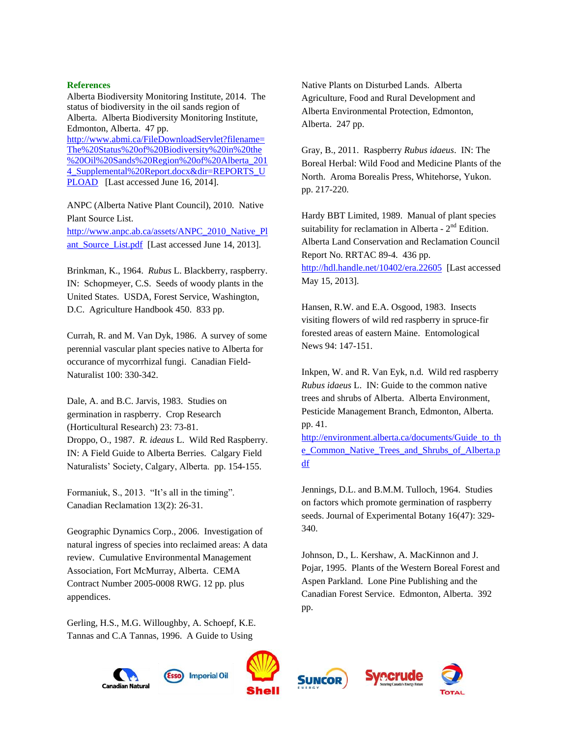## References

Alberta Biodiversity Monitoring Institute, 2014. The status of biodiversity in the oil sands region of Alberta. Alberta Biodiversity Monitoring Institute, Edmonton, Alberta. 47 pp. http://www.abmi.ca/FileDownloadServlet?filename=The%20Status%20of%20Biodiversity%20in%20the%20Oil%20Sands%20Region%20of%20Alberta_2014_Supplemental%20Report.docx&dir=REPORTS_UPLOAD [Last accessed June 16, 2014].

ANPC (Alberta Native Plant Council), 2010. Native Plant Source List. http://www.anpc.ab.ca/assets/ANPC_2010_Native_Plant_Source_List.pdf [Last accessed June 14, 2013].

Brinkman, K., 1964. *Rubus* L. Blackberry, raspberry. IN: Schopmeyer, C.S. Seeds of woody plants in the United States. USDA, Forest Service, Washington, D.C. Agriculture Handbook 450. 833 pp.

Currah, R. and M. Van Dyk, 1986. A survey of some perennial vascular plant species native to Alberta for occurance of mycorrhizal fungi. Canadian Field-Naturalist 100: 330-342.

Dale, A. and B.C. Jarvis, 1983. Studies on germination in raspberry. Crop Research (Horticultural Research) 23: 73-81.

Droppo, O., 1987. *R. ideaus* L. Wild Red Raspberry. IN: A Field Guide to Alberta Berries. Calgary Field Naturalists' Society, Calgary, Alberta. pp. 154-155.

Formaniuk, S., 2013. "It's all in the timing". Canadian Reclamation 13(2): 26-31.

Geographic Dynamics Corp., 2006. Investigation of natural ingress of species into reclaimed areas: A data review. Cumulative Environmental Management Association, Fort McMurray, Alberta. CEMA Contract Number 2005-0008 RWG. 12 pp. plus appendices.

Gerling, H.S., M.G. Willoughby, A. Schoepf, K.E. Tannas and C.A Tannas, 1996. A Guide to Using Native Plants on Disturbed Lands. Alberta Agriculture, Food and Rural Development and Alberta Environmental Protection, Edmonton, Alberta. 247 pp.

Gray, B., 2011. Raspberry *Rubus idaeus*. IN: The Boreal Herbal: Wild Food and Medicine Plants of the North. Aroma Borealis Press, Whitehorse, Yukon. pp. 217-220.

Hardy BBT Limited, 1989. Manual of plant species suitability for reclamation in Alberta - 2nd Edition. Alberta Land Conservation and Reclamation Council Report No. RRTAC 89-4. 436 pp. http://hdl.handle.net/10402/era.22605 [Last accessed May 15, 2013].

Hansen, R.W. and E.A. Osgood, 1983. Insects visiting flowers of wild red raspberry in spruce-fir forested areas of eastern Maine. Entomological News 94: 147-151.

Inkpen, W. and R. Van Eyk, n.d. Wild red raspberry *Rubus idaeus* L. IN: Guide to the common native trees and shrubs of Alberta. Alberta Environment, Pesticide Management Branch, Edmonton, Alberta. pp. 41. http://environment.alberta.ca/documents/Guide_to_the_Common_Native_Trees_and_Shrubs_of_Alberta.pdf

Jennings, D.L. and B.M.M. Tulloch, 1964. Studies on factors which promote germination of raspberry seeds. Journal of Experimental Botany 16(47): 329-340.

Johnson, D., L. Kershaw, A. MacKinnon and J. Pojar, 1995. Plants of the Western Boreal Forest and Aspen Parkland. Lone Pine Publishing and the Canadian Forest Service. Edmonton, Alberta. 392 pp.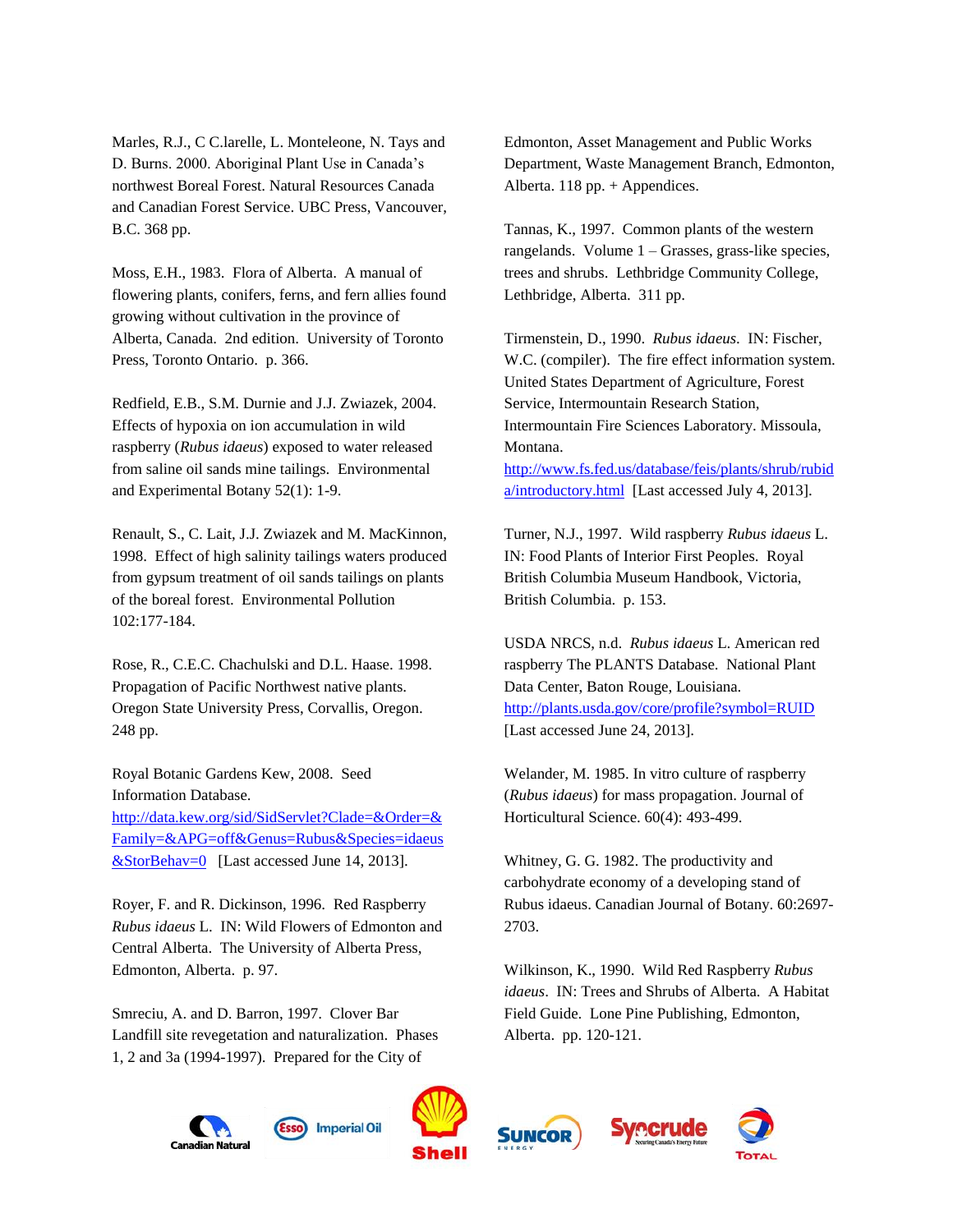Marles, R.J., C C.larelle, L. Monteleone, N. Tays and D. Burns. 2000. Aboriginal Plant Use in Canada's northwest Boreal Forest. Natural Resources Canada and Canadian Forest Service. UBC Press, Vancouver, B.C. 368 pp.

Moss, E.H., 1983. Flora of Alberta. A manual of flowering plants, conifers, ferns, and fern allies found growing without cultivation in the province of Alberta, Canada. 2nd edition. University of Toronto Press, Toronto Ontario. p. 366.

Redfield, E.B., S.M. Durnie and J.J. Zwiazek, 2004. Effects of hypoxia on ion accumulation in wild raspberry (*Rubus idaeus*) exposed to water released from saline oil sands mine tailings. Environmental and Experimental Botany 52(1): 1-9.

Renault, S., C. Lait, J.J. Zwiazek and M. MacKinnon, 1998. Effect of high salinity tailings waters produced from gypsum treatment of oil sands tailings on plants of the boreal forest. Environmental Pollution 102:177-184.

Rose, R., C.E.C. Chachulski and D.L. Haase. 1998. Propagation of Pacific Northwest native plants. Oregon State University Press, Corvallis, Oregon. 248 pp.

Royal Botanic Gardens Kew, 2008. Seed Information Database. http://data.kew.org/sid/SidServlet?Clade=&Order=&Family=&APG=off&Genus=Rubus&Species=idaeus&StorBehav=0 [Last accessed June 14, 2013].

Royer, F. and R. Dickinson, 1996. Red Raspberry *Rubus idaeus* L. IN: Wild Flowers of Edmonton and Central Alberta. The University of Alberta Press, Edmonton, Alberta. p. 97.

Smreciu, A. and D. Barron, 1997. Clover Bar Landfill site revegetation and naturalization. Phases 1, 2 and 3a (1994-1997). Prepared for the City of Edmonton, Asset Management and Public Works Department, Waste Management Branch, Edmonton, Alberta. 118 pp. + Appendices.

Tannas, K., 1997. Common plants of the western rangelands. Volume 1 – Grasses, grass-like species, trees and shrubs. Lethbridge Community College, Lethbridge, Alberta. 311 pp.

Tirmenstein, D., 1990. *Rubus idaeus*. IN: Fischer, W.C. (compiler). The fire effect information system. United States Department of Agriculture, Forest Service, Intermountain Research Station, Intermountain Fire Sciences Laboratory. Missoula, Montana. http://www.fs.fed.us/database/feis/plants/shrub/rubida/introductory.html [Last accessed July 4, 2013].

Turner, N.J., 1997. Wild raspberry *Rubus idaeus* L. IN: Food Plants of Interior First Peoples. Royal British Columbia Museum Handbook, Victoria, British Columbia. p. 153.

USDA NRCS, n.d. *Rubus idaeus* L. American red raspberry The PLANTS Database. National Plant Data Center, Baton Rouge, Louisiana. http://plants.usda.gov/core/profile?symbol=RUID [Last accessed June 24, 2013].

Welander, M. 1985. In vitro culture of raspberry (*Rubus idaeus*) for mass propagation. Journal of Horticultural Science. 60(4): 493-499.

Whitney, G. G. 1982. The productivity and carbohydrate economy of a developing stand of Rubus idaeus. Canadian Journal of Botany. 60:2697-2703.

Wilkinson, K., 1990. Wild Red Raspberry *Rubus idaeus*. IN: Trees and Shrubs of Alberta. A Habitat Field Guide. Lone Pine Publishing, Edmonton, Alberta. pp. 120-121.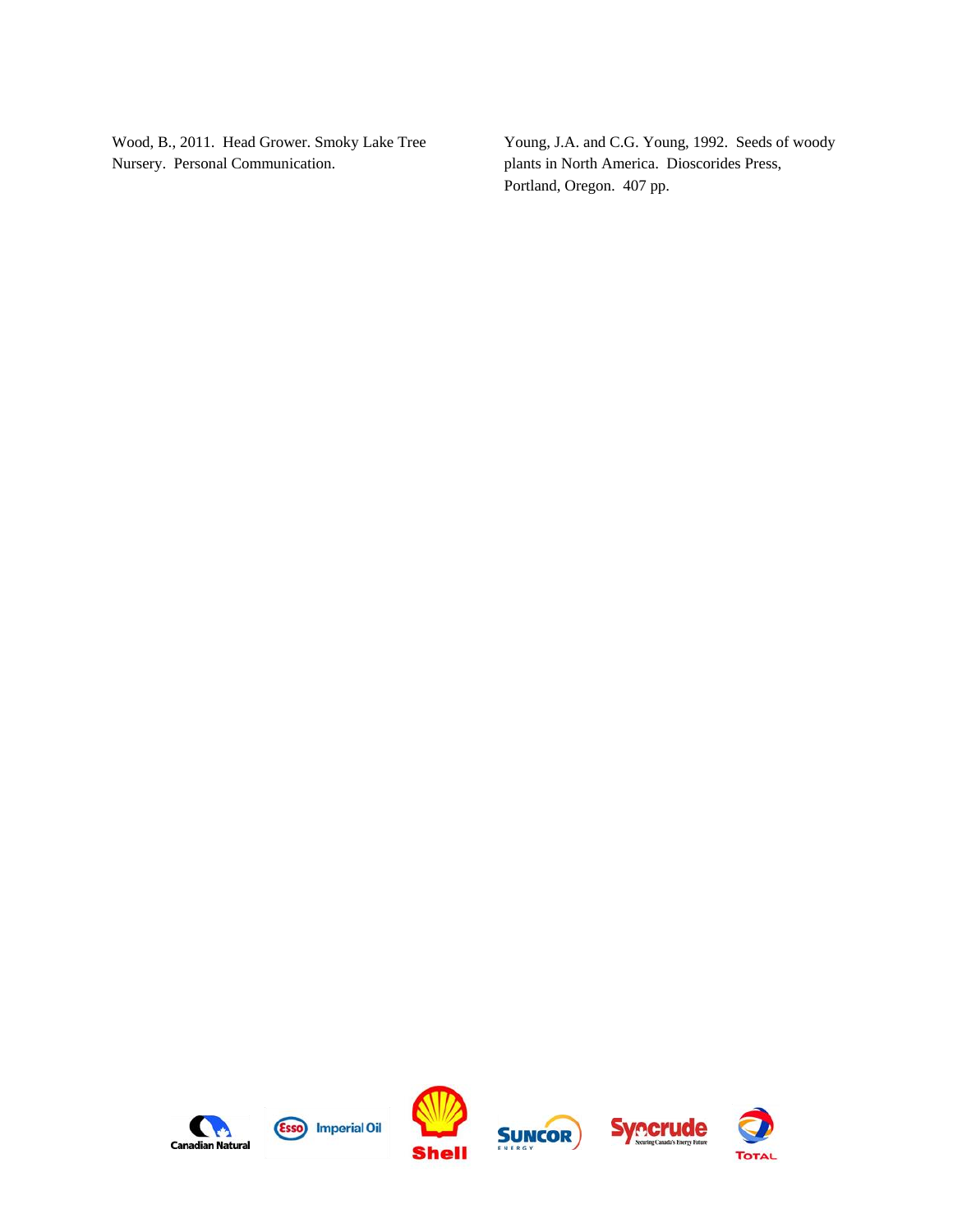Wood, B., 2011. Head Grower. Smoky Lake Tree Nursery. Personal Communication.

Young, J.A. and C.G. Young, 1992. Seeds of woody plants in North America. Dioscorides Press, Portland, Oregon. 407 pp.